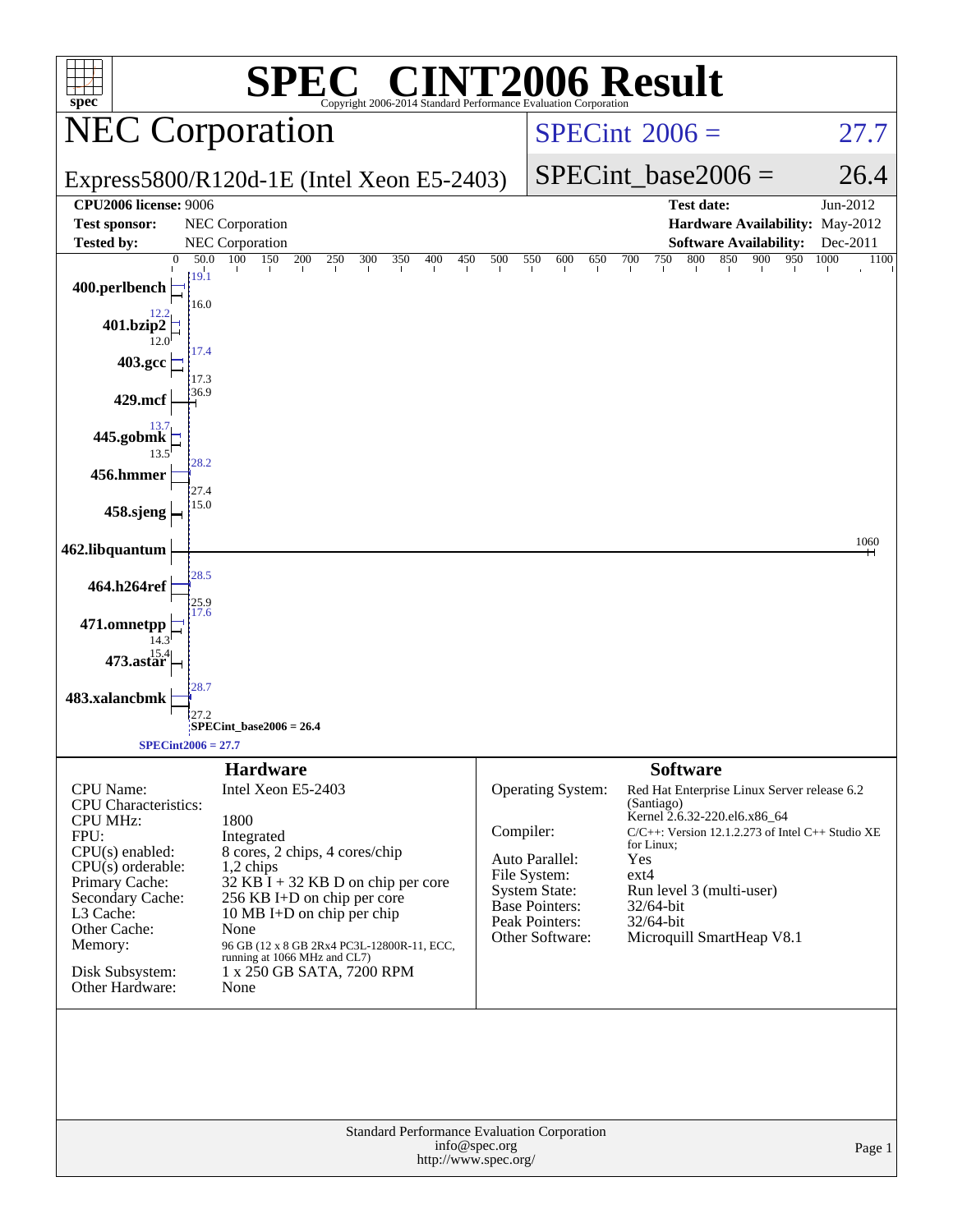# SPEC® CINT2006 Result

Copyright 2006-2014 Standard Performance Evaluation Corporation

## NEC Corporation

Express5800/R120d-1E (Intel Xeon E5-2403)

SPECint 2006 = 27.7

SPECint_base2006 = 26.4

| | | | |
|---|---|---|---|
| **CPU2006 license:** 9006 | | **Test date:** | Jun-2012 |
| **Test sponsor:** | NEC Corporation | **Hardware Availability:** | May-2012 |
| **Tested by:** | NEC Corporation | **Software Availability:** | Dec-2011 |

| Benchmark | Peak | Base |
|---|---|---|
| 400.perlbench | 19.1 | 16.0 |
| 401.bzip2 | 12.2 | 12.0 |
| 403.gcc | 17.4 | 17.3 |
| 429.mcf | 36.9 | |
| 445.gobmk | 13.7 | 13.5 |
| 456.hmmer | 28.2 | 27.4 |
| 458.sjeng | 15.0 | |
| 462.libquantum | 1060 | |
| 464.h264ref | 28.5 | 25.9 |
| 471.omnetpp | 17.6 | 14.3 |
| 473.astar | 15.4 | |
| 483.xalancbmk | 28.7 | 27.2 |

SPECint_base2006 = 26.4

SPECint2006 = 27.7

### Hardware

| | |
|---|---|
| CPU Name: | Intel Xeon E5-2403 |
| CPU Characteristics: | |
| CPU MHz: | 1800 |
| FPU: | Integrated |
| CPU(s) enabled: | 8 cores, 2 chips, 4 cores/chip |
| CPU(s) orderable: | 1,2 chips |
| Primary Cache: | 32 KB I + 32 KB D on chip per core |
| Secondary Cache: | 256 KB I+D on chip per core |
| L3 Cache: | 10 MB I+D on chip per chip |
| Other Cache: | None |
| Memory: | 96 GB (12 x 8 GB 2Rx4 PC3L-12800R-11, ECC, running at 1066 MHz and CL7) |
| Disk Subsystem: | 1 x 250 GB SATA, 7200 RPM |
| Other Hardware: | None |

### Software

| | |
|---|---|
| Operating System: | Red Hat Enterprise Linux Server release 6.2 (Santiago) Kernel 2.6.32-220.el6.x86_64 |
| Compiler: | C/C++: Version 12.1.2.273 of Intel C++ Studio XE for Linux; |
| Auto Parallel: | Yes |
| File System: | ext4 |
| System State: | Run level 3 (multi-user) |
| Base Pointers: | 32/64-bit |
| Peak Pointers: | 32/64-bit |
| Other Software: | Microquill SmartHeap V8.1 |

Standard Performance Evaluation Corporation
info@spec.org
http://www.spec.org/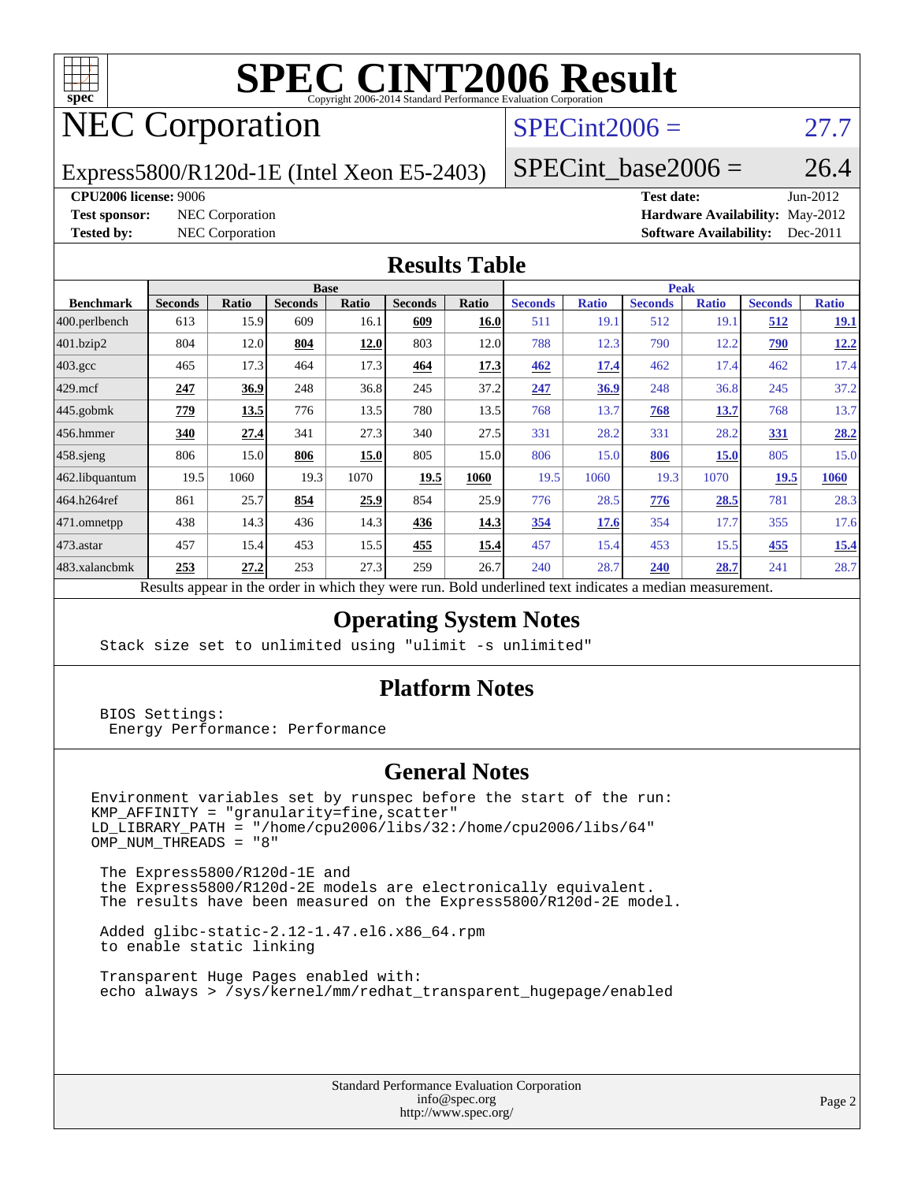# SPEC CINT2006 Result

Copyright 2006-2014 Standard Performance Evaluation Corporation

## NEC Corporation

Express5800/R120d-1E (Intel Xeon E5-2403)

SPECint2006 = 27.7

SPECint_base2006 = 26.4

**CPU2006 license:** 9006
**Test sponsor:** NEC Corporation
**Tested by:** NEC Corporation

**Test date:** Jun-2012
**Hardware Availability:** May-2012
**Software Availability:** Dec-2011

## Results Table

| Benchmark | Base | | | | | | Peak | | | | | |
|---|---|---|---|---|---|---|---|---|---|---|---|---|
| | Seconds | Ratio | Seconds | Ratio | Seconds | Ratio | Seconds | Ratio | Seconds | Ratio | Seconds | Ratio |
| 400.perlbench | 613 | 15.9 | 609 | 16.1 | **609** | **16.0** | 511 | 19.1 | 512 | 19.1 | **512** | **19.1** |
| 401.bzip2 | 804 | 12.0 | **804** | **12.0** | 803 | 12.0 | 788 | 12.3 | 790 | 12.2 | **790** | **12.2** |
| 403.gcc | 465 | 17.3 | 464 | 17.3 | **464** | **17.3** | **462** | **17.4** | 462 | 17.4 | 462 | 17.4 |
| 429.mcf | **247** | **36.9** | 248 | 36.8 | 245 | 37.2 | **247** | **36.9** | 248 | 36.8 | 245 | 37.2 |
| 445.gobmk | **779** | **13.5** | 776 | 13.5 | 780 | 13.5 | 768 | 13.7 | **768** | **13.7** | 768 | 13.7 |
| 456.hmmer | **340** | **27.4** | 341 | 27.3 | 340 | 27.5 | 331 | 28.2 | 331 | 28.2 | **331** | **28.2** |
| 458.sjeng | 806 | 15.0 | **806** | **15.0** | 805 | 15.0 | 806 | 15.0 | **806** | **15.0** | 805 | 15.0 |
| 462.libquantum | 19.5 | 1060 | 19.3 | 1070 | **19.5** | **1060** | 19.5 | 1060 | 19.3 | 1070 | **19.5** | **1060** |
| 464.h264ref | 861 | 25.7 | **854** | **25.9** | 854 | 25.9 | 776 | 28.5 | **776** | **28.5** | 781 | 28.3 |
| 471.omnetpp | 438 | 14.3 | 436 | 14.3 | **436** | **14.3** | **354** | **17.6** | 354 | 17.7 | 355 | 17.6 |
| 473.astar | 457 | 15.4 | 453 | 15.5 | **455** | **15.4** | 457 | 15.4 | 453 | 15.5 | **455** | **15.4** |
| 483.xalancbmk | **253** | **27.2** | 253 | 27.3 | 259 | 26.7 | 240 | 28.7 | **240** | **28.7** | 241 | 28.7 |

Results appear in the order in which they were run. Bold underlined text indicates a median measurement.

## Operating System Notes

```
Stack size set to unlimited using "ulimit -s unlimited"
```

## Platform Notes

```
BIOS Settings:
 Energy Performance: Performance
```

## General Notes

```
Environment variables set by runspec before the start of the run:
KMP_AFFINITY = "granularity=fine,scatter"
LD_LIBRARY_PATH = "/home/cpu2006/libs/32:/home/cpu2006/libs/64"
OMP_NUM_THREADS = "8"

 The Express5800/R120d-1E and
 the Express5800/R120d-2E models are electronically equivalent.
 The results have been measured on the Express5800/R120d-2E model.

 Added glibc-static-2.12-1.47.el6.x86_64.rpm
 to enable static linking

 Transparent Huge Pages enabled with:
 echo always > /sys/kernel/mm/redhat_transparent_hugepage/enabled
```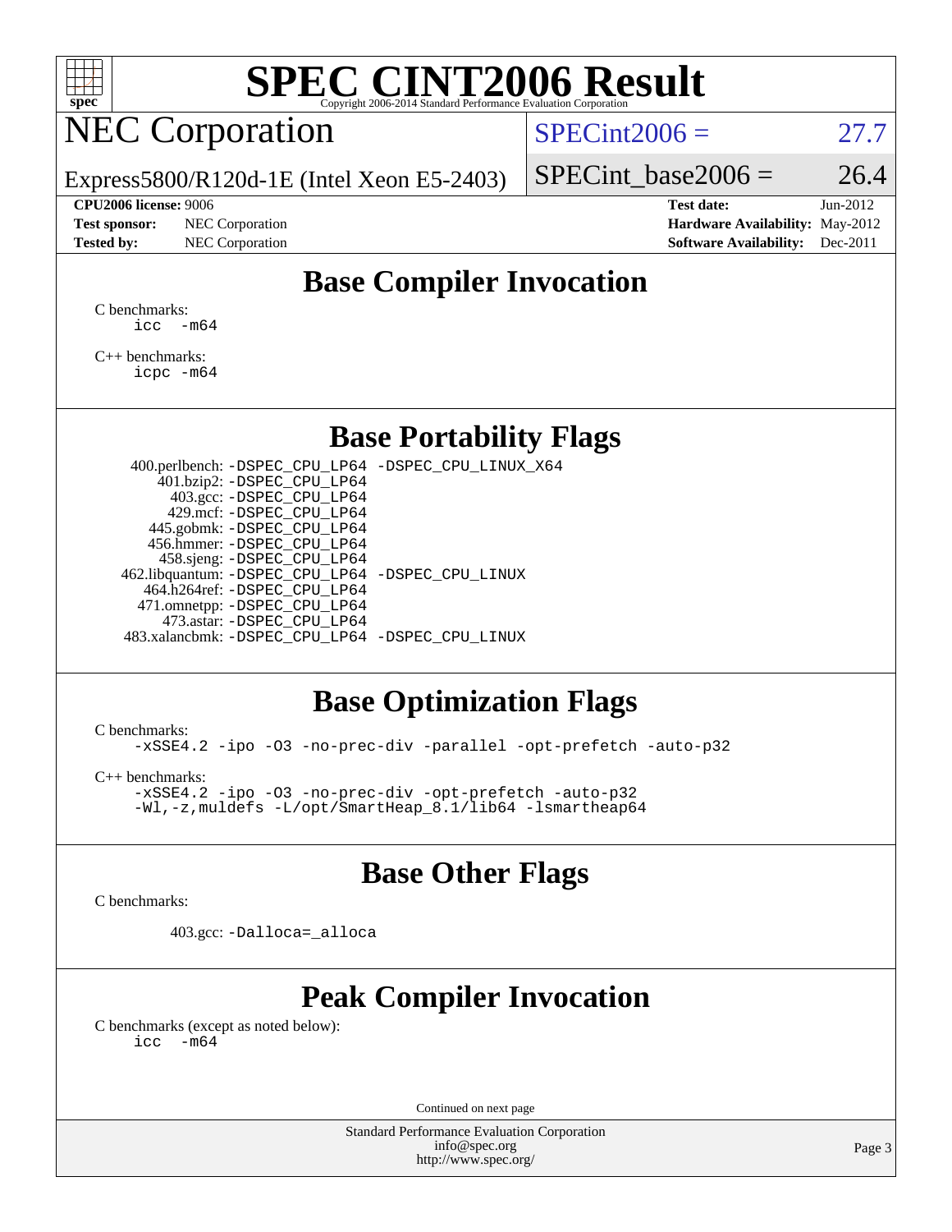# SPEC CINT2006 Result

Copyright 2006-2014 Standard Performance Evaluation Corporation

## NEC Corporation

Express5800/R120d-1E (Intel Xeon E5-2403)

SPECint2006 = 27.7

SPECint_base2006 = 26.4

**CPU2006 license:** 9006
**Test sponsor:** NEC Corporation
**Tested by:** NEC Corporation

**Test date:** Jun-2012
**Hardware Availability:** May-2012
**Software Availability:** Dec-2011

## Base Compiler Invocation

C benchmarks:

```
icc  -m64
```

C++ benchmarks:

```
icpc -m64
```

## Base Portability Flags

| | |
|---|---|
| 400.perlbench: | -DSPEC_CPU_LP64 -DSPEC_CPU_LINUX_X64 |
| 401.bzip2: | -DSPEC_CPU_LP64 |
| 403.gcc: | -DSPEC_CPU_LP64 |
| 429.mcf: | -DSPEC_CPU_LP64 |
| 445.gobmk: | -DSPEC_CPU_LP64 |
| 456.hmmer: | -DSPEC_CPU_LP64 |
| 458.sjeng: | -DSPEC_CPU_LP64 |
| 462.libquantum: | -DSPEC_CPU_LP64 -DSPEC_CPU_LINUX |
| 464.h264ref: | -DSPEC_CPU_LP64 |
| 471.omnetpp: | -DSPEC_CPU_LP64 |
| 473.astar: | -DSPEC_CPU_LP64 |
| 483.xalancbmk: | -DSPEC_CPU_LP64 -DSPEC_CPU_LINUX |

## Base Optimization Flags

C benchmarks:

```
-xSSE4.2 -ipo -O3 -no-prec-div -parallel -opt-prefetch -auto-p32
```

C++ benchmarks:

```
-xSSE4.2 -ipo -O3 -no-prec-div -opt-prefetch -auto-p32
-Wl,-z,muldefs -L/opt/SmartHeap_8.1/lib64 -lsmartheap64
```

## Base Other Flags

C benchmarks:

403.gcc: `-Dalloca=_alloca`

## Peak Compiler Invocation

C benchmarks (except as noted below):

```
icc  -m64
```

Continued on next page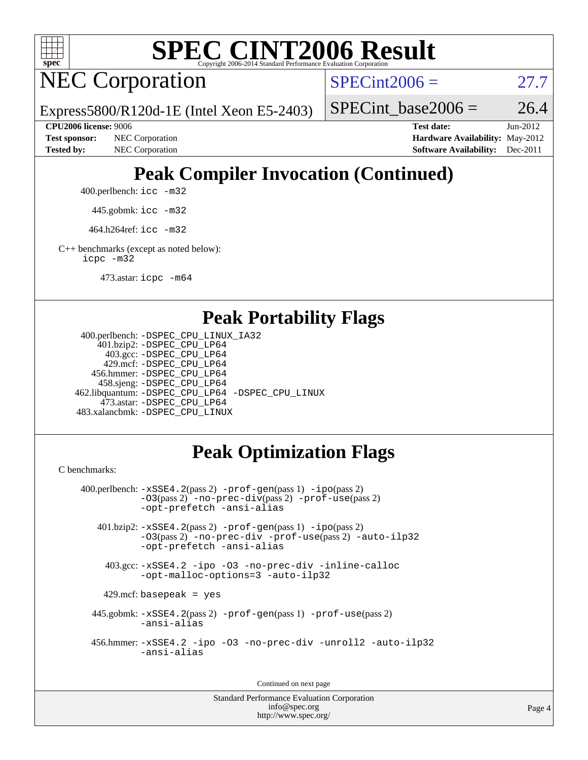# SPEC CINT2006 Result

## NEC Corporation

Express5800/R120d-1E (Intel Xeon E5-2403)

SPECint2006 = 27.7

SPECint_base2006 = 26.4

**CPU2006 license:** 9006
**Test sponsor:** NEC Corporation
**Tested by:** NEC Corporation

**Test date:** Jun-2012
**Hardware Availability:** May-2012
**Software Availability:** Dec-2011

## Peak Compiler Invocation (Continued)

400.perlbench: icc -m32

445.gobmk: icc -m32

464.h264ref: icc -m32

C++ benchmarks (except as noted below):
icpc -m32

473.astar: icpc -m64

## Peak Portability Flags

400.perlbench: -DSPEC_CPU_LINUX_IA32
401.bzip2: -DSPEC_CPU_LP64
403.gcc: -DSPEC_CPU_LP64
429.mcf: -DSPEC_CPU_LP64
456.hmmer: -DSPEC_CPU_LP64
458.sjeng: -DSPEC_CPU_LP64
462.libquantum: -DSPEC_CPU_LP64 -DSPEC_CPU_LINUX
473.astar: -DSPEC_CPU_LP64
483.xalancbmk: -DSPEC_CPU_LINUX

## Peak Optimization Flags

C benchmarks:

400.perlbench: -xSSE4.2(pass 2) -prof-gen(pass 1) -ipo(pass 2) -O3(pass 2) -no-prec-div(pass 2) -prof-use(pass 2) -opt-prefetch -ansi-alias

401.bzip2: -xSSE4.2(pass 2) -prof-gen(pass 1) -ipo(pass 2) -O3(pass 2) -no-prec-div -prof-use(pass 2) -auto-ilp32 -opt-prefetch -ansi-alias

403.gcc: -xSSE4.2 -ipo -O3 -no-prec-div -inline-calloc -opt-malloc-options=3 -auto-ilp32

429.mcf: basepeak = yes

445.gobmk: -xSSE4.2(pass 2) -prof-gen(pass 1) -prof-use(pass 2) -ansi-alias

456.hmmer: -xSSE4.2 -ipo -O3 -no-prec-div -unroll2 -auto-ilp32 -ansi-alias

Continued on next page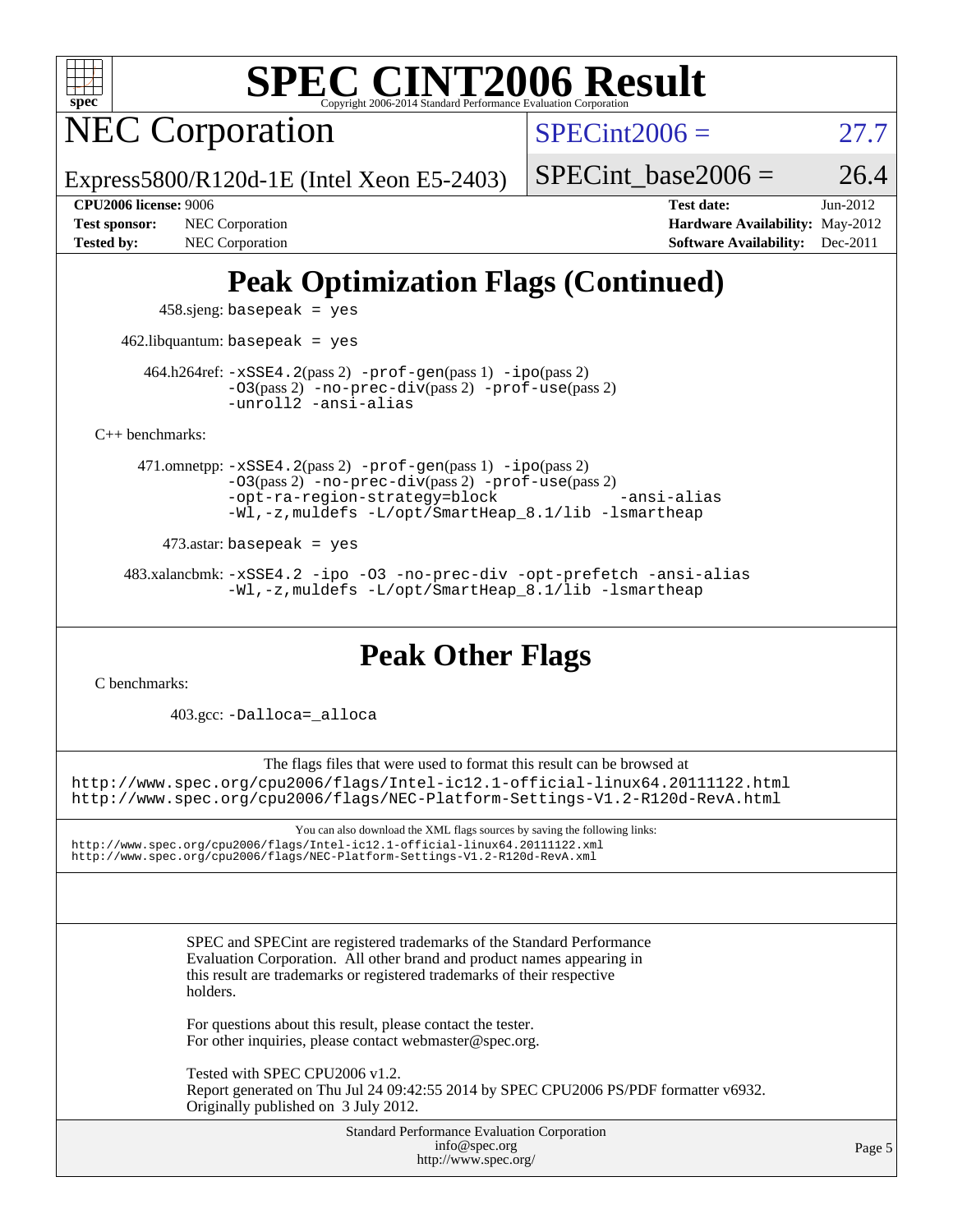## Peak Optimization Flags (Continued)

458.sjeng: basepeak = yes

462.libquantum: basepeak = yes

464.h264ref: -xSSE4.2(pass 2) -prof-gen(pass 1) -ipo(pass 2) -O3(pass 2) -no-prec-div(pass 2) -prof-use(pass 2) -unroll2 -ansi-alias

C++ benchmarks:

471.omnetpp: -xSSE4.2(pass 2) -prof-gen(pass 1) -ipo(pass 2) -O3(pass 2) -no-prec-div(pass 2) -prof-use(pass 2) -opt-ra-region-strategy=block -ansi-alias -Wl,-z,muldefs -L/opt/SmartHeap_8.1/lib -lsmartheap

473.astar: basepeak = yes

483.xalancbmk: -xSSE4.2 -ipo -O3 -no-prec-div -opt-prefetch -ansi-alias -Wl,-z,muldefs -L/opt/SmartHeap_8.1/lib -lsmartheap

## Peak Other Flags

C benchmarks:

403.gcc: -Dalloca=_alloca

The flags files that were used to format this result can be browsed at
http://www.spec.org/cpu2006/flags/Intel-ic12.1-official-linux64.20111122.html
http://www.spec.org/cpu2006/flags/NEC-Platform-Settings-V1.2-R120d-RevA.html

You can also download the XML flags sources by saving the following links:
http://www.spec.org/cpu2006/flags/Intel-ic12.1-official-linux64.20111122.xml
http://www.spec.org/cpu2006/flags/NEC-Platform-Settings-V1.2-R120d-RevA.xml

SPEC and SPECint are registered trademarks of the Standard Performance Evaluation Corporation. All other brand and product names appearing in this result are trademarks or registered trademarks of their respective holders.

For questions about this result, please contact the tester.
For other inquiries, please contact webmaster@spec.org.

Tested with SPEC CPU2006 v1.2.
Report generated on Thu Jul 24 09:42:55 2014 by SPEC CPU2006 PS/PDF formatter v6932.
Originally published on 3 July 2012.